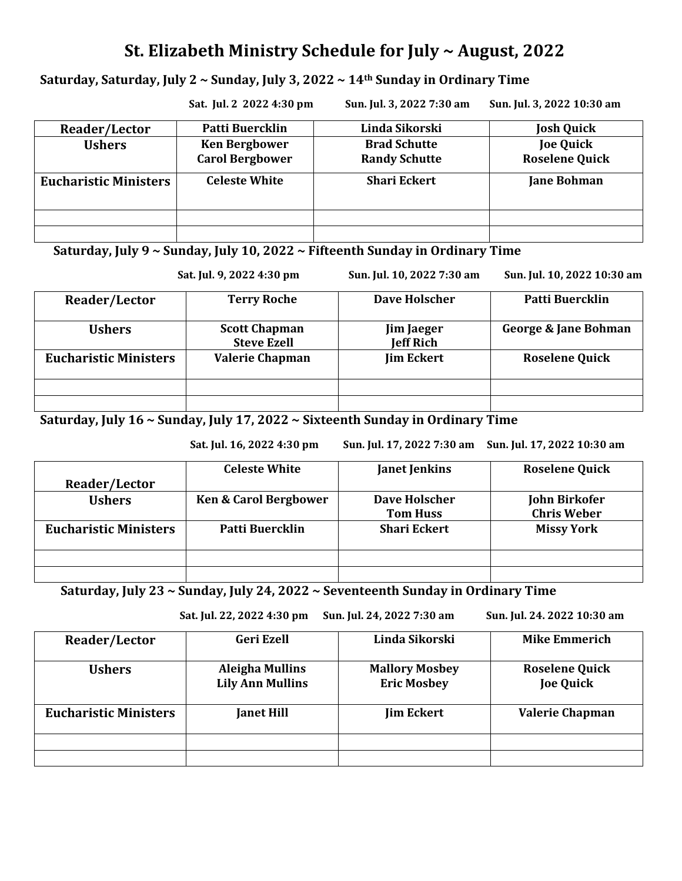# St. Elizabeth Ministry Schedule for July ~ August, 2022

## Saturday, Saturday, July 2 ~ Sunday, July 3, 2022 ~ 14th Sunday in Ordinary Time

| | Sat. Jul. 2 2022 4:30 pm | Sun. Jul. 3, 2022 7:30 am | Sun. Jul. 3, 2022 10:30 am |
|---|---|---|---|
| **Reader/Lector** | **Patti Buercklin** | **Linda Sikorski** | **Josh Quick** |
| **Ushers** | **Ken Bergbower**<br>**Carol Bergbower** | **Brad Schutte**<br>**Randy Schutte** | **Joe Quick**<br>**Roselene Quick** |
| **Eucharistic Ministers** | **Celeste White** | **Shari Eckert** | **Jane Bohman** |
| | | | |
| | | | |

## Saturday, July 9 ~ Sunday, July 10, 2022 ~ Fifteenth Sunday in Ordinary Time

| | Sat. Jul. 9, 2022 4:30 pm | Sun. Jul. 10, 2022 7:30 am | Sun. Jul. 10, 2022 10:30 am |
|---|---|---|---|
| **Reader/Lector** | **Terry Roche** | **Dave Holscher** | **Patti Buercklin** |
| **Ushers** | **Scott Chapman**<br>**Steve Ezell** | **Jim Jaeger**<br>**Jeff Rich** | **George & Jane Bohman** |
| **Eucharistic Ministers** | **Valerie Chapman** | **Jim Eckert** | **Roselene Quick** |
| | | | |
| | | | |

## Saturday, July 16 ~ Sunday, July 17, 2022 ~ Sixteenth Sunday in Ordinary Time

| | Sat. Jul. 16, 2022 4:30 pm | Sun. Jul. 17, 2022 7:30 am | Sun. Jul. 17, 2022 10:30 am |
|---|---|---|---|
| **Reader/Lector** | **Celeste White** | **Janet Jenkins** | **Roselene Quick** |
| **Ushers** | **Ken & Carol Bergbower** | **Dave Holscher**<br>**Tom Huss** | **John Birkofer**<br>**Chris Weber** |
| **Eucharistic Ministers** | **Patti Buercklin** | **Shari Eckert** | **Missy York** |
| | | | |
| | | | |

## Saturday, July 23 ~ Sunday, July 24, 2022 ~ Seventeenth Sunday in Ordinary Time

| | Sat. Jul. 22, 2022 4:30 pm | Sun. Jul. 24, 2022 7:30 am | Sun. Jul. 24. 2022 10:30 am |
|---|---|---|---|
| **Reader/Lector** | **Geri Ezell** | **Linda Sikorski** | **Mike Emmerich** |
| **Ushers** | **Aleigha Mullins**<br>**Lily Ann Mullins** | **Mallory Mosbey**<br>**Eric Mosbey** | **Roselene Quick**<br>**Joe Quick** |
| **Eucharistic Ministers** | **Janet Hill** | **Jim Eckert** | **Valerie Chapman** |
| | | | |
| | | | |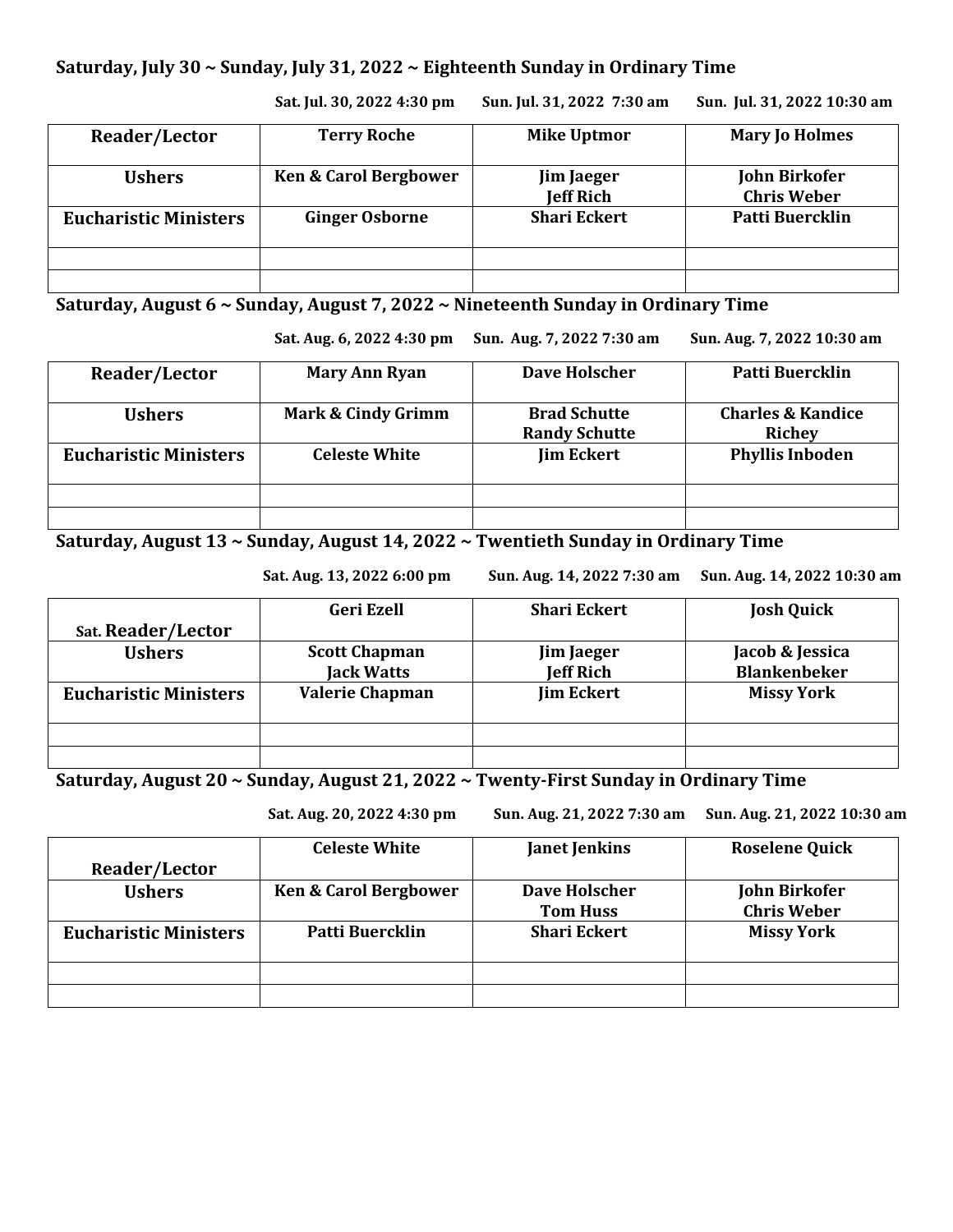**Saturday, July 30 ~ Sunday, July 31, 2022 ~ Eighteenth Sunday in Ordinary Time**

| | Sat. Jul. 30, 2022 4:30 pm | Sun. Jul. 31, 2022 7:30 am | Sun. Jul. 31, 2022 10:30 am |
|---|---|---|---|
| **Reader/Lector** | **Terry Roche** | **Mike Uptmor** | **Mary Jo Holmes** |
| **Ushers** | **Ken & Carol Bergbower** | **Jim Jaeger<br>Jeff Rich** | **John Birkofer<br>Chris Weber** |
| **Eucharistic Ministers** | **Ginger Osborne** | **Shari Eckert** | **Patti Buercklin** |
| | | | |
| | | | |

**Saturday, August 6 ~ Sunday, August 7, 2022 ~ Nineteenth Sunday in Ordinary Time**

| | Sat. Aug. 6, 2022 4:30 pm | Sun. Aug. 7, 2022 7:30 am | Sun. Aug. 7, 2022 10:30 am |
|---|---|---|---|
| **Reader/Lector** | **Mary Ann Ryan** | **Dave Holscher** | **Patti Buercklin** |
| **Ushers** | **Mark & Cindy Grimm** | **Brad Schutte<br>Randy Schutte** | **Charles & Kandice Richey** |
| **Eucharistic Ministers** | **Celeste White** | **Jim Eckert** | **Phyllis Inboden** |
| | | | |
| | | | |

**Saturday, August 13 ~ Sunday, August 14, 2022 ~ Twentieth Sunday in Ordinary Time**

| | Sat. Aug. 13, 2022 6:00 pm | Sun. Aug. 14, 2022 7:30 am | Sun. Aug. 14, 2022 10:30 am |
|---|---|---|---|
| **Sat. Reader/Lector** | **Geri Ezell** | **Shari Eckert** | **Josh Quick** |
| **Ushers** | **Scott Chapman<br>Jack Watts** | **Jim Jaeger<br>Jeff Rich** | **Jacob & Jessica Blankenbeker** |
| **Eucharistic Ministers** | **Valerie Chapman** | **Jim Eckert** | **Missy York** |
| | | | |
| | | | |

**Saturday, August 20 ~ Sunday, August 21, 2022 ~ Twenty-First Sunday in Ordinary Time**

| | Sat. Aug. 20, 2022 4:30 pm | Sun. Aug. 21, 2022 7:30 am | Sun. Aug. 21, 2022 10:30 am |
|---|---|---|---|
| **Reader/Lector** | **Celeste White** | **Janet Jenkins** | **Roselene Quick** |
| **Ushers** | **Ken & Carol Bergbower** | **Dave Holscher<br>Tom Huss** | **John Birkofer<br>Chris Weber** |
| **Eucharistic Ministers** | **Patti Buercklin** | **Shari Eckert** | **Missy York** |
| | | | |
| | | | |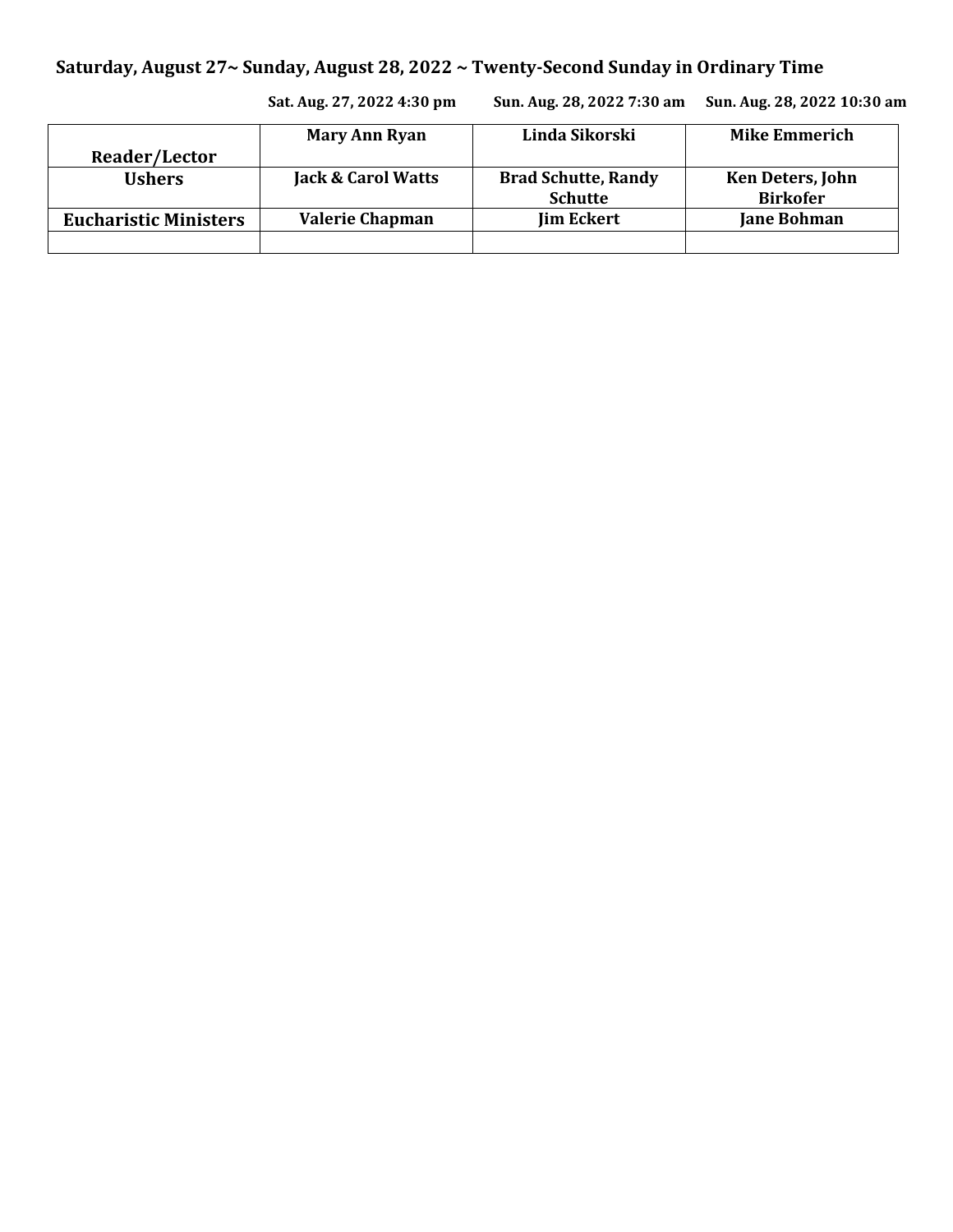**Saturday, August 27~ Sunday, August 28, 2022 ~ Twenty-Second Sunday in Ordinary Time**

| | Sat. Aug. 27, 2022 4:30 pm | Sun. Aug. 28, 2022 7:30 am | Sun. Aug. 28, 2022 10:30 am |
|---|---|---|---|
| **Reader/Lector** | **Mary Ann Ryan** | **Linda Sikorski** | **Mike Emmerich** |
| **Ushers** | **Jack & Carol Watts** | **Brad Schutte, Randy Schutte** | **Ken Deters, John Birkofer** |
| **Eucharistic Ministers** | **Valerie Chapman** | **Jim Eckert** | **Jane Bohman** |
| | | | |